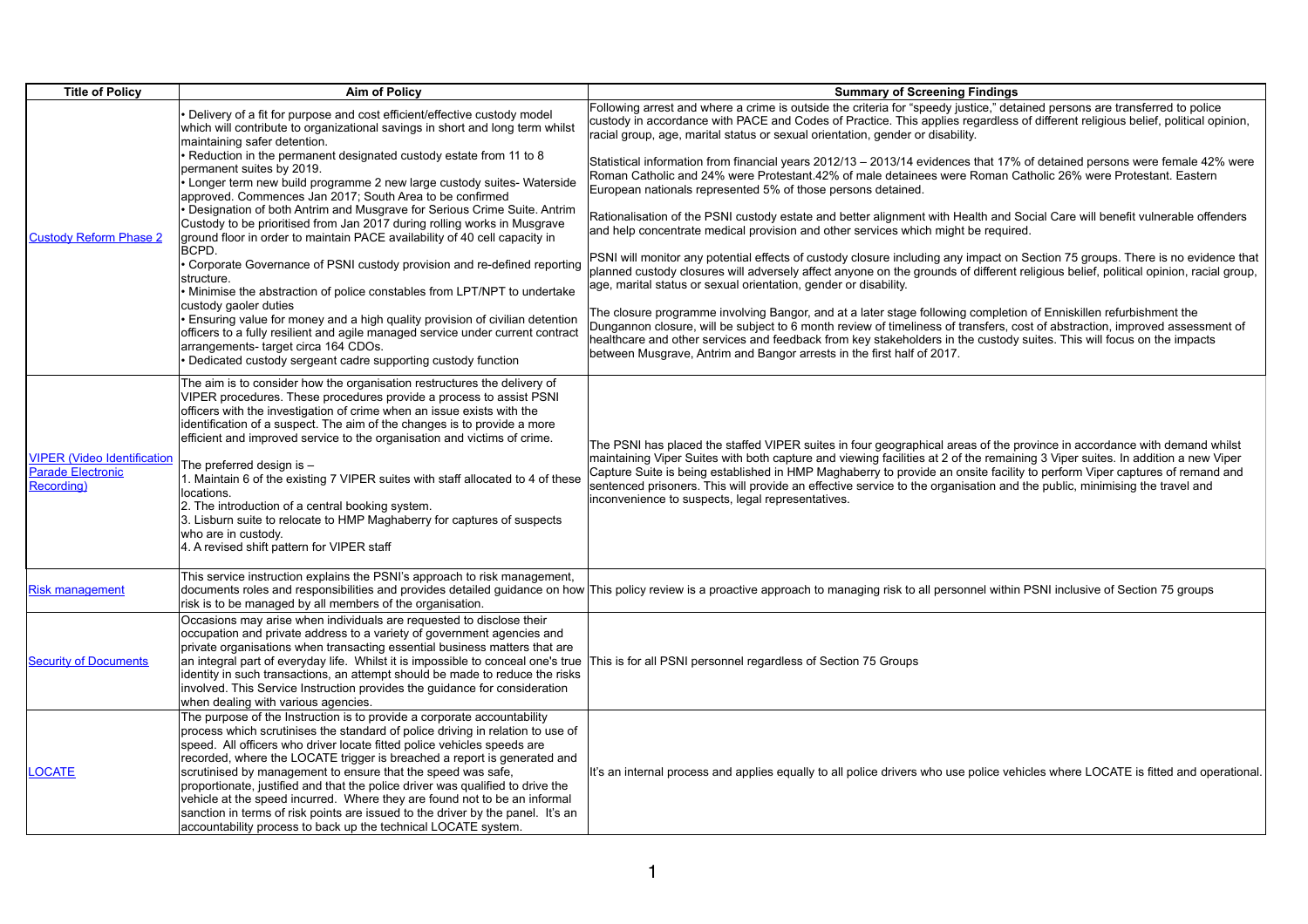| Title of Policy | Aim of Policy | Summary of Screening Findings |
|---|---|---|
| [Custody Reform Phase 2]() | • Delivery of a fit for purpose and cost efficient/effective custody model which will contribute to organizational savings in short and long term whilst maintaining safer detention.<br>• Reduction in the permanent designated custody estate from 11 to 8 permanent suites by 2019.<br>• Longer term new build programme 2 new large custody suites- Waterside approved. Commences Jan 2017; South Area to be confirmed<br>• Designation of both Antrim and Musgrave for Serious Crime Suite. Antrim Custody to be prioritised from Jan 2017 during rolling works in Musgrave ground floor in order to maintain PACE availability of 40 cell capacity in BCPD.<br>• Corporate Governance of PSNI custody provision and re-defined reporting structure.<br>• Minimise the abstraction of police constables from LPT/NPT to undertake custody gaoler duties<br>• Ensuring value for money and a high quality provision of civilian detention officers to a fully resilient and agile managed service under current contract arrangements- target circa 164 CDOs.<br>• Dedicated custody sergeant cadre supporting custody function | Following arrest and where a crime is outside the criteria for "speedy justice," detained persons are transferred to police custody in accordance with PACE and Codes of Practice. This applies regardless of different religious belief, political opinion, racial group, age, marital status or sexual orientation, gender or disability.<br><br>Statistical information from financial years 2012/13 – 2013/14 evidences that 17% of detained persons were female 42% were Roman Catholic and 24% were Protestant.42% of male detainees were Roman Catholic 26% were Protestant. Eastern European nationals represented 5% of those persons detained.<br><br>Rationalisation of the PSNI custody estate and better alignment with Health and Social Care will benefit vulnerable offenders and help concentrate medical provision and other services which might be required.<br><br>PSNI will monitor any potential effects of custody closure including any impact on Section 75 groups. There is no evidence that planned custody closures will adversely affect anyone on the grounds of different religious belief, political opinion, racial group, age, marital status or sexual orientation, gender or disability.<br><br>The closure programme involving Bangor, and at a later stage following completion of Enniskillen refurbishment the Dungannon closure, will be subject to 6 month review of timeliness of transfers, cost of abstraction, improved assessment of healthcare and other services and feedback from key stakeholders in the custody suites. This will focus on the impacts between Musgrave, Antrim and Bangor arrests in the first half of 2017. |
| [VIPER (Video Identification Parade Electronic Recording)]() | The aim is to consider how the organisation restructures the delivery of VIPER procedures. These procedures provide a process to assist PSNI officers with the investigation of crime when an issue exists with the identification of a suspect. The aim of the changes is to provide a more efficient and improved service to the organisation and victims of crime.<br><br>The preferred design is –<br>1. Maintain 6 of the existing 7 VIPER suites with staff allocated to 4 of these locations.<br>2. The introduction of a central booking system.<br>3. Lisburn suite to relocate to HMP Maghaberry for captures of suspects who are in custody.<br>4. A revised shift pattern for VIPER staff | The PSNI has placed the staffed VIPER suites in four geographical areas of the province in accordance with demand whilst maintaining Viper Suites with both capture and viewing facilities at 2 of the remaining 3 Viper suites. In addition a new Viper Capture Suite is being established in HMP Maghaberry to provide an onsite facility to perform Viper captures of remand and sentenced prisoners. This will provide an effective service to the organisation and the public, minimising the travel and inconvenience to suspects, legal representatives. |
| [Risk management]() | This service instruction explains the PSNI's approach to risk management, documents roles and responsibilities and provides detailed guidance on how risk is to be managed by all members of the organisation. | This policy review is a proactive approach to managing risk to all personnel within PSNI inclusive of Section 75 groups |
| [Security of Documents]() | Occasions may arise when individuals are requested to disclose their occupation and private address to a variety of government agencies and private organisations when transacting essential business matters that are an integral part of everyday life. Whilst it is impossible to conceal one's true identity in such transactions, an attempt should be made to reduce the risks involved. This Service Instruction provides the guidance for consideration when dealing with various agencies. | This is for all PSNI personnel regardless of Section 75 Groups |
| [LOCATE]() | The purpose of the Instruction is to provide a corporate accountability process which scrutinises the standard of police driving in relation to use of speed. All officers who driver locate fitted police vehicles speeds are recorded, where the LOCATE trigger is breached a report is generated and scrutinised by management to ensure that the speed was safe, proportionate, justified and that the police driver was qualified to drive the vehicle at the speed incurred. Where they are found not to be an informal sanction in terms of risk points are issued to the driver by the panel. It's an accountability process to back up the technical LOCATE system. | It's an internal process and applies equally to all police drivers who use police vehicles where LOCATE is fitted and operational. |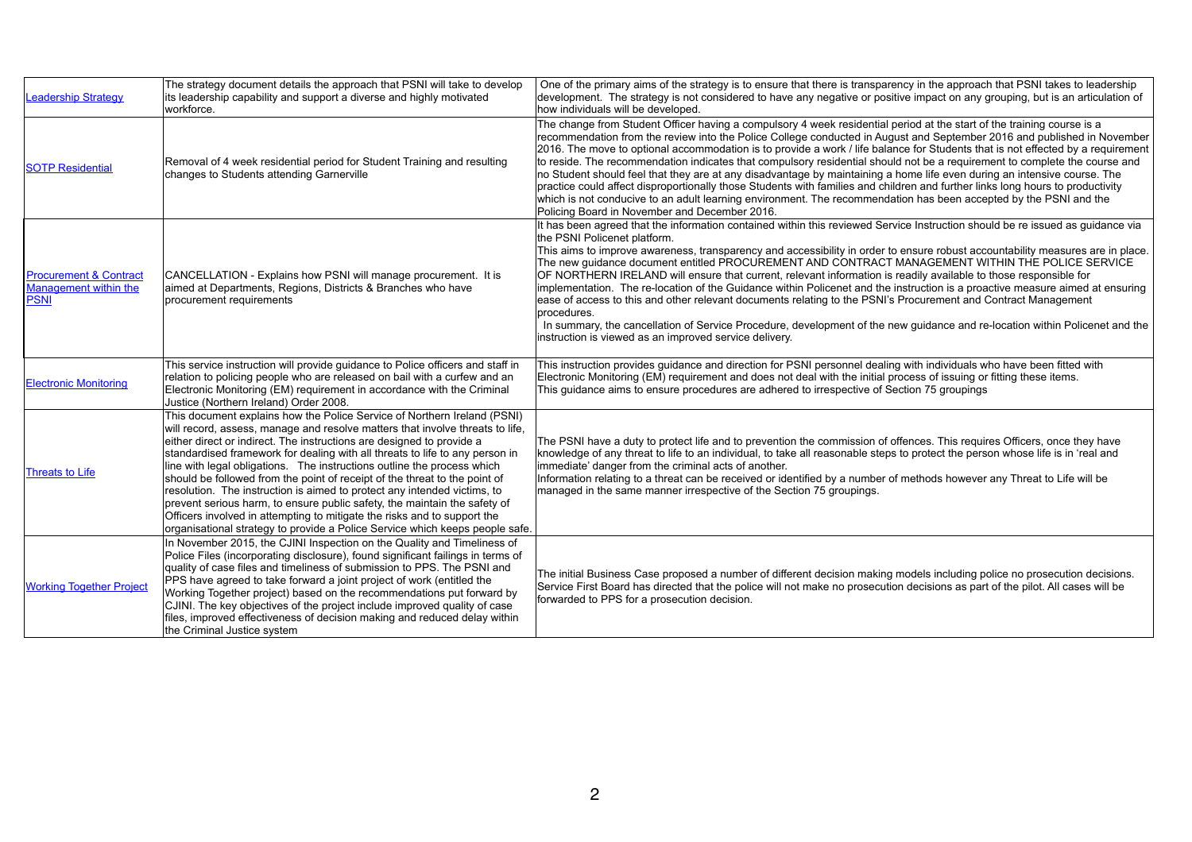| | | |
|---|---|---|
| Leadership Strategy | The strategy document details the approach that PSNI will take to develop its leadership capability and support a diverse and highly motivated workforce. | One of the primary aims of the strategy is to ensure that there is transparency in the approach that PSNI takes to leadership development. The strategy is not considered to have any negative or positive impact on any grouping, but is an articulation of how individuals will be developed. |
| SOTP Residential | Removal of 4 week residential period for Student Training and resulting changes to Students attending Garnerville | The change from Student Officer having a compulsory 4 week residential period at the start of the training course is a recommendation from the review into the Police College conducted in August and September 2016 and published in November 2016. The move to optional accommodation is to provide a work / life balance for Students that is not effected by a requirement to reside. The recommendation indicates that compulsory residential should not be a requirement to complete the course and no Student should feel that they are at any disadvantage by maintaining a home life even during an intensive course. The practice could affect disproportionally those Students with families and children and further links long hours to productivity which is not conducive to an adult learning environment. The recommendation has been accepted by the PSNI and the Policing Board in November and December 2016. |
| Procurement & Contract Management within the PSNI | CANCELLATION - Explains how PSNI will manage procurement. It is aimed at Departments, Regions, Districts & Branches who have procurement requirements | It has been agreed that the information contained within this reviewed Service Instruction should be re issued as guidance via the PSNI Policenet platform.<br>This aims to improve awareness, transparency and accessibility in order to ensure robust accountability measures are in place. The new guidance document entitled PROCUREMENT AND CONTRACT MANAGEMENT WITHIN THE POLICE SERVICE OF NORTHERN IRELAND will ensure that current, relevant information is readily available to those responsible for implementation. The re-location of the Guidance within Policenet and the instruction is a proactive measure aimed at ensuring ease of access to this and other relevant documents relating to the PSNI's Procurement and Contract Management procedures.<br>In summary, the cancellation of Service Procedure, development of the new guidance and re-location within Policenet and the instruction is viewed as an improved service delivery. |
| Electronic Monitoring | This service instruction will provide guidance to Police officers and staff in relation to policing people who are released on bail with a curfew and an Electronic Monitoring (EM) requirement in accordance with the Criminal Justice (Northern Ireland) Order 2008. | This instruction provides guidance and direction for PSNI personnel dealing with individuals who have been fitted with Electronic Monitoring (EM) requirement and does not deal with the initial process of issuing or fitting these items.<br>This guidance aims to ensure procedures are adhered to irrespective of Section 75 groupings |
| Threats to Life | This document explains how the Police Service of Northern Ireland (PSNI) will record, assess, manage and resolve matters that involve threats to life, either direct or indirect. The instructions are designed to provide a standardised framework for dealing with all threats to life to any person in line with legal obligations. The instructions outline the process which should be followed from the point of receipt of the threat to the point of resolution. The instruction is aimed to protect any intended victims, to prevent serious harm, to ensure public safety, the maintain the safety of Officers involved in attempting to mitigate the risks and to support the organisational strategy to provide a Police Service which keeps people safe. | The PSNI have a duty to protect life and to prevention the commission of offences. This requires Officers, once they have knowledge of any threat to life to an individual, to take all reasonable steps to protect the person whose life is in 'real and immediate' danger from the criminal acts of another.<br>Information relating to a threat can be received or identified by a number of methods however any Threat to Life will be managed in the same manner irrespective of the Section 75 groupings. |
| Working Together Project | In November 2015, the CJINI Inspection on the Quality and Timeliness of Police Files (incorporating disclosure), found significant failings in terms of quality of case files and timeliness of submission to PPS. The PSNI and PPS have agreed to take forward a joint project of work (entitled the Working Together project) based on the recommendations put forward by CJINI. The key objectives of the project include improved quality of case files, improved effectiveness of decision making and reduced delay within the Criminal Justice system | The initial Business Case proposed a number of different decision making models including police no prosecution decisions. Service First Board has directed that the police will not make no prosecution decisions as part of the pilot. All cases will be forwarded to PPS for a prosecution decision. |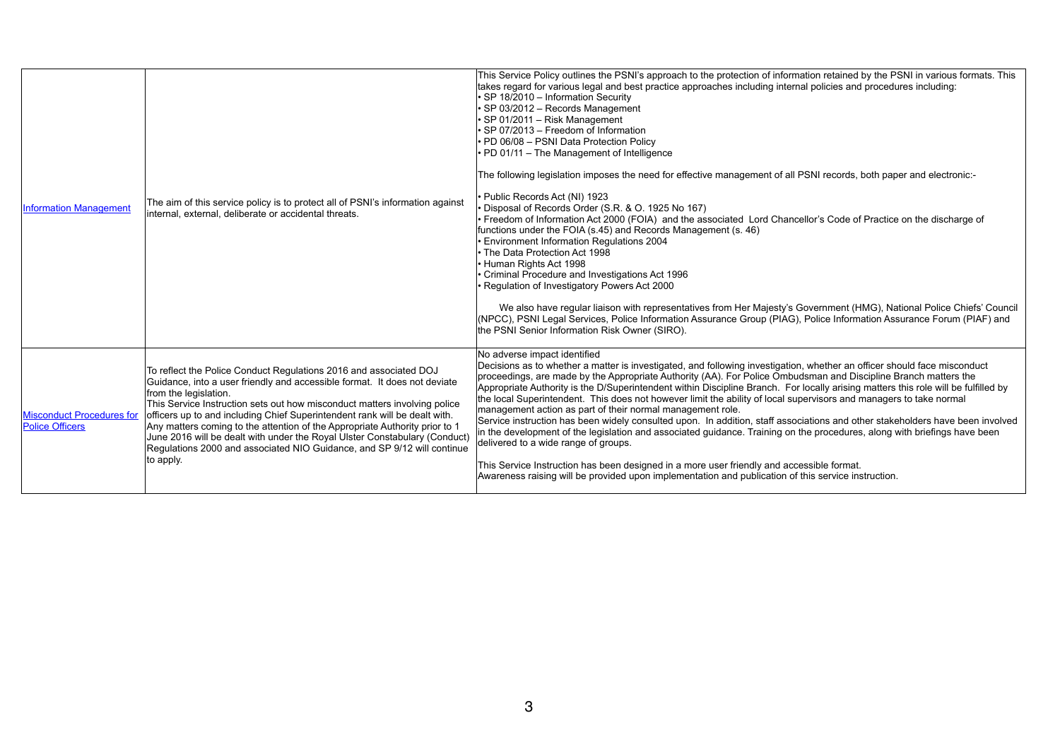| | | |
|---|---|---|
| [Information Management]() | The aim of this service policy is to protect all of PSNI's information against internal, external, deliberate or accidental threats. | This Service Policy outlines the PSNI's approach to the protection of information retained by the PSNI in various formats. This takes regard for various legal and best practice approaches including internal policies and procedures including:<br>• SP 18/2010 – Information Security<br>• SP 03/2012 – Records Management<br>• SP 01/2011 – Risk Management<br>• SP 07/2013 – Freedom of Information<br>• PD 06/08 – PSNI Data Protection Policy<br>• PD 01/11 – The Management of Intelligence<br><br>The following legislation imposes the need for effective management of all PSNI records, both paper and electronic:-<br><br>• Public Records Act (NI) 1923<br>• Disposal of Records Order (S.R. & O. 1925 No 167)<br>• Freedom of Information Act 2000 (FOIA) and the associated Lord Chancellor's Code of Practice on the discharge of functions under the FOIA (s.45) and Records Management (s. 46)<br>• Environment Information Regulations 2004<br>• The Data Protection Act 1998<br>• Human Rights Act 1998<br>• Criminal Procedure and Investigations Act 1996<br>• Regulation of Investigatory Powers Act 2000<br><br>We also have regular liaison with representatives from Her Majesty's Government (HMG), National Police Chiefs' Council (NPCC), PSNI Legal Services, Police Information Assurance Group (PIAG), Police Information Assurance Forum (PIAF) and the PSNI Senior Information Risk Owner (SIRO). |
| [Misconduct Procedures for Police Officers]() | To reflect the Police Conduct Regulations 2016 and associated DOJ Guidance, into a user friendly and accessible format. It does not deviate from the legislation.<br>This Service Instruction sets out how misconduct matters involving police officers up to and including Chief Superintendent rank will be dealt with. Any matters coming to the attention of the Appropriate Authority prior to 1 June 2016 will be dealt with under the Royal Ulster Constabulary (Conduct) Regulations 2000 and associated NIO Guidance, and SP 9/12 will continue to apply. | No adverse impact identified<br>Decisions as to whether a matter is investigated, and following investigation, whether an officer should face misconduct proceedings, are made by the Appropriate Authority (AA). For Police Ombudsman and Discipline Branch matters the Appropriate Authority is the D/Superintendent within Discipline Branch. For locally arising matters this role will be fulfilled by the local Superintendent. This does not however limit the ability of local supervisors and managers to take normal management action as part of their normal management role.<br>Service instruction has been widely consulted upon. In addition, staff associations and other stakeholders have been involved in the development of the legislation and associated guidance. Training on the procedures, along with briefings have been delivered to a wide range of groups.<br><br>This Service Instruction has been designed in a more user friendly and accessible format.<br>Awareness raising will be provided upon implementation and publication of this service instruction. |